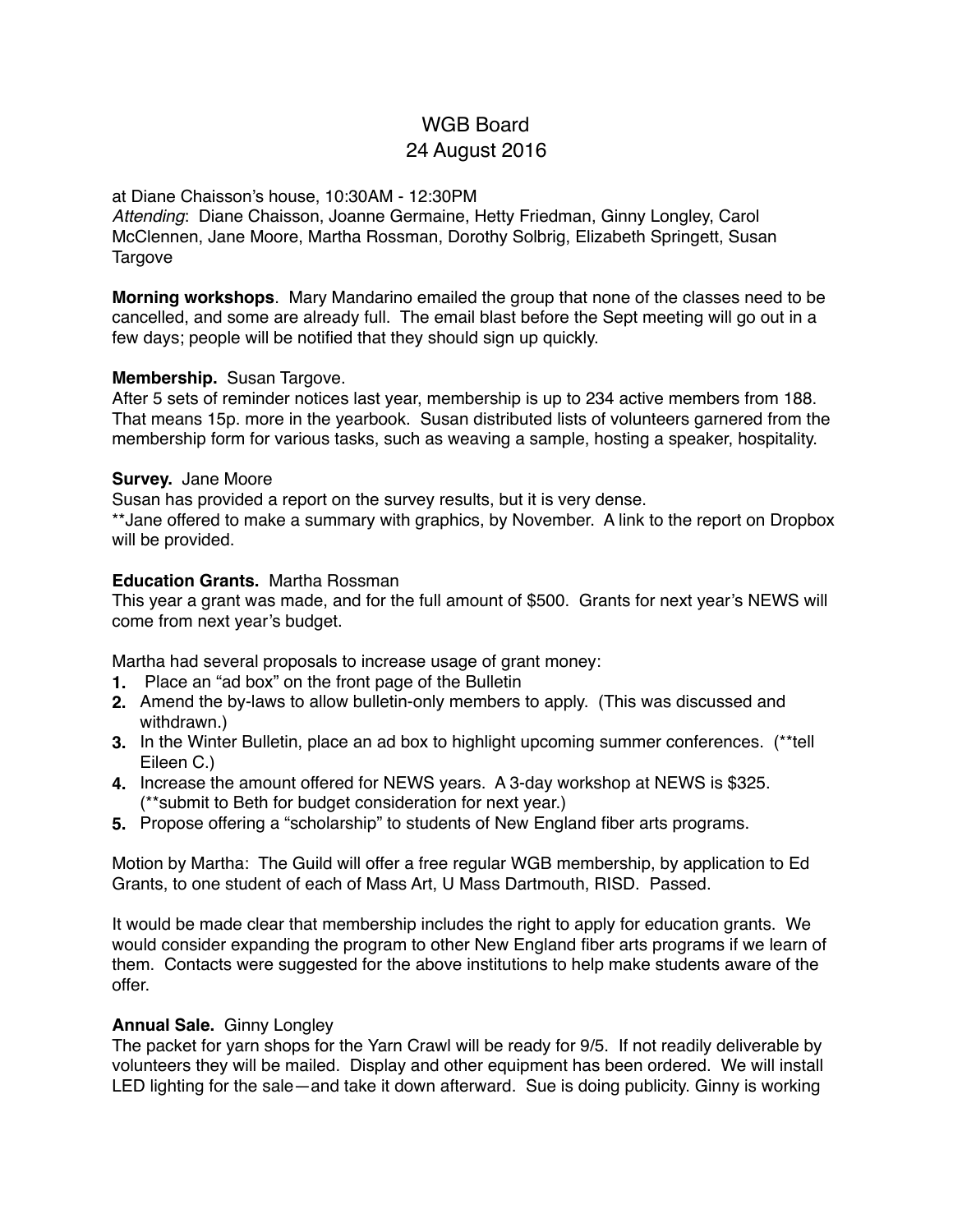# WGB Board
## 24 August 2016

at Diane Chaisson's house, 10:30AM - 12:30PM
*Attending*: Diane Chaisson, Joanne Germaine, Hetty Friedman, Ginny Longley, Carol McClennen, Jane Moore, Martha Rossman, Dorothy Solbrig, Elizabeth Springett, Susan Targove

**Morning workshops**. Mary Mandarino emailed the group that none of the classes need to be cancelled, and some are already full. The email blast before the Sept meeting will go out in a few days; people will be notified that they should sign up quickly.

**Membership.** Susan Targove.
After 5 sets of reminder notices last year, membership is up to 234 active members from 188. That means 15p. more in the yearbook. Susan distributed lists of volunteers garnered from the membership form for various tasks, such as weaving a sample, hosting a speaker, hospitality.

**Survey.** Jane Moore
Susan has provided a report on the survey results, but it is very dense.
**Jane offered to make a summary with graphics, by November. A link to the report on Dropbox will be provided.

**Education Grants.** Martha Rossman
This year a grant was made, and for the full amount of $500. Grants for next year's NEWS will come from next year's budget.

Martha had several proposals to increase usage of grant money:

1. Place an "ad box" on the front page of the Bulletin
2. Amend the by-laws to allow bulletin-only members to apply. (This was discussed and withdrawn.)
3. In the Winter Bulletin, place an ad box to highlight upcoming summer conferences. (**tell Eileen C.)
4. Increase the amount offered for NEWS years. A 3-day workshop at NEWS is $325. (**submit to Beth for budget consideration for next year.)
5. Propose offering a "scholarship" to students of New England fiber arts programs.

Motion by Martha: The Guild will offer a free regular WGB membership, by application to Ed Grants, to one student of each of Mass Art, U Mass Dartmouth, RISD. Passed.

It would be made clear that membership includes the right to apply for education grants. We would consider expanding the program to other New England fiber arts programs if we learn of them. Contacts were suggested for the above institutions to help make students aware of the offer.

**Annual Sale.** Ginny Longley
The packet for yarn shops for the Yarn Crawl will be ready for 9/5. If not readily deliverable by volunteers they will be mailed. Display and other equipment has been ordered. We will install LED lighting for the sale—and take it down afterward. Sue is doing publicity. Ginny is working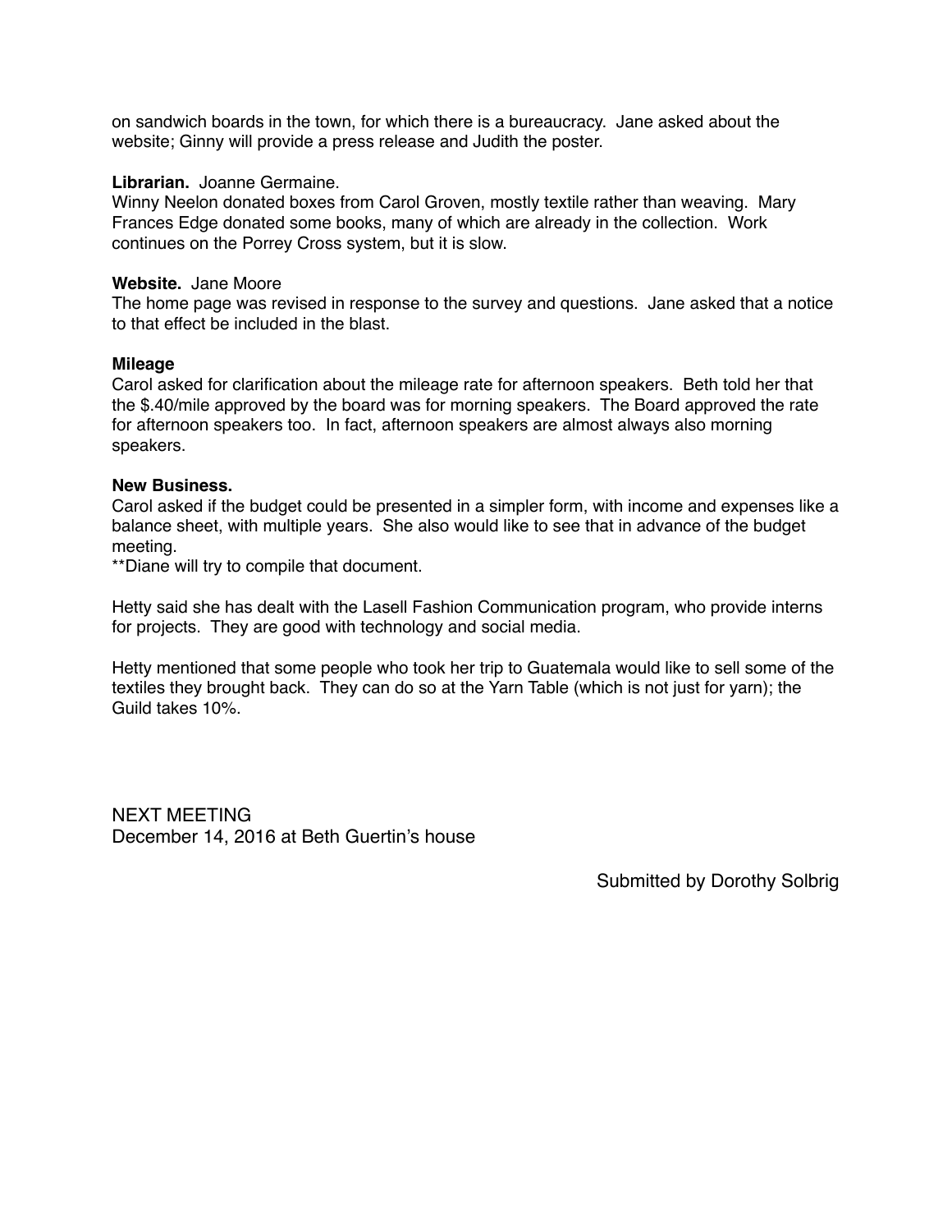on sandwich boards in the town, for which there is a bureaucracy. Jane asked about the website; Ginny will provide a press release and Judith the poster.

**Librarian.** Joanne Germaine.
Winny Neelon donated boxes from Carol Groven, mostly textile rather than weaving. Mary Frances Edge donated some books, many of which are already in the collection. Work continues on the Porrey Cross system, but it is slow.

**Website.** Jane Moore
The home page was revised in response to the survey and questions. Jane asked that a notice to that effect be included in the blast.

**Mileage**
Carol asked for clarification about the mileage rate for afternoon speakers. Beth told her that the $.40/mile approved by the board was for morning speakers. The Board approved the rate for afternoon speakers too. In fact, afternoon speakers are almost always also morning speakers.

**New Business.**
Carol asked if the budget could be presented in a simpler form, with income and expenses like a balance sheet, with multiple years. She also would like to see that in advance of the budget meeting.
**Diane will try to compile that document.

Hetty said she has dealt with the Lasell Fashion Communication program, who provide interns for projects. They are good with technology and social media.

Hetty mentioned that some people who took her trip to Guatemala would like to sell some of the textiles they brought back. They can do so at the Yarn Table (which is not just for yarn); the Guild takes 10%.

NEXT MEETING
December 14, 2016 at Beth Guertin's house

Submitted by Dorothy Solbrig